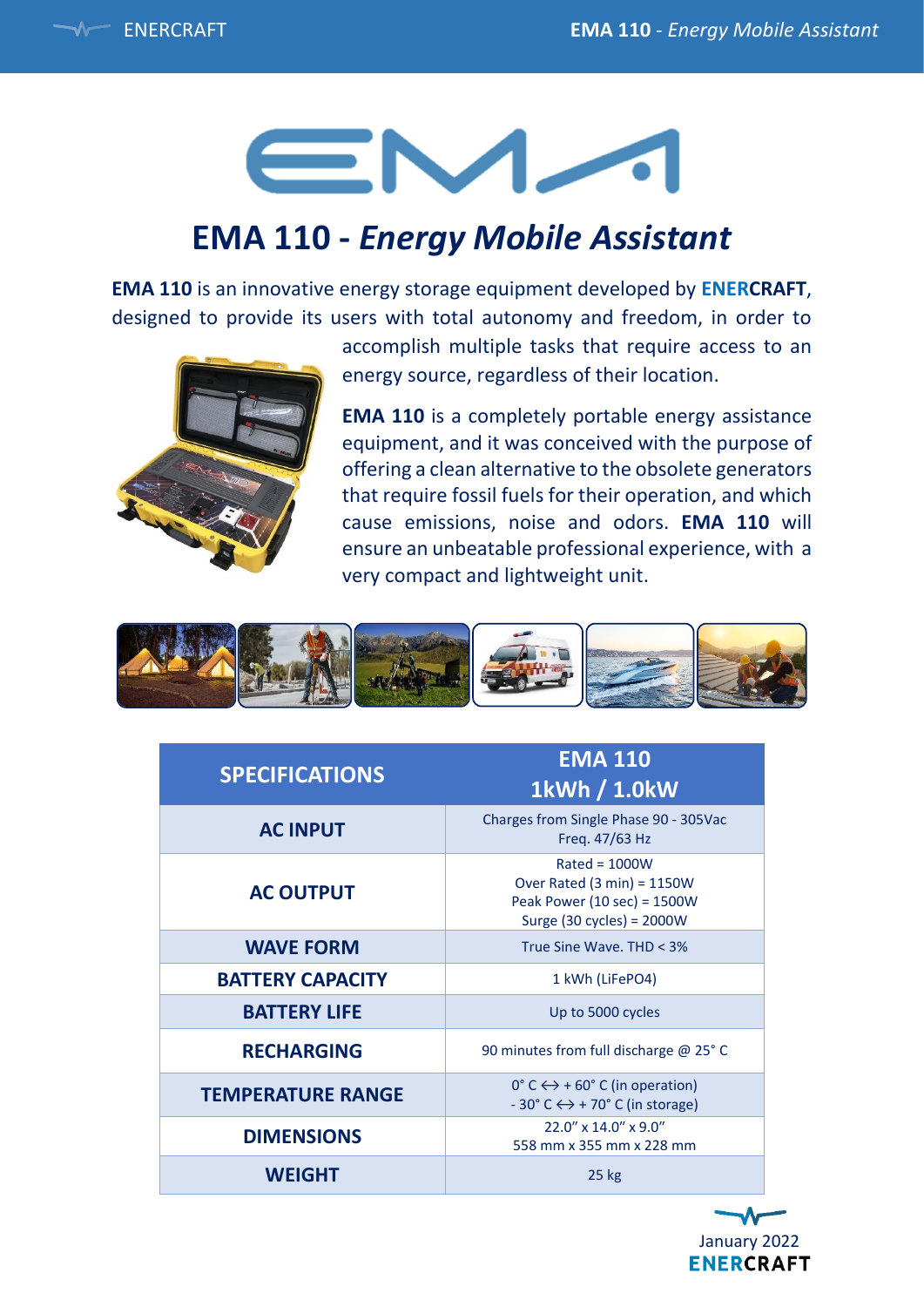# EMA 110 - *Energy Mobile Assistant*

**EMA 110** is an innovative energy storage equipment developed by **ENERCRAFT**, designed to provide its users with total autonomy and freedom, in order to accomplish multiple tasks that require access to an energy source, regardless of their location.

**EMA 110** is a completely portable energy assistance equipment, and it was conceived with the purpose of offering a clean alternative to the obsolete generators that require fossil fuels for their operation, and which cause emissions, noise and odors. **EMA 110** will ensure an unbeatable professional experience, with a very compact and lightweight unit.

| SPECIFICATIONS | EMA 110 1kWh / 1.0kW |
|---|---|
| **AC INPUT** | Charges from Single Phase 90 - 305Vac Freq. 47/63 Hz |
| **AC OUTPUT** | Rated = 1000W<br>Over Rated (3 min) = 1150W<br>Peak Power (10 sec) = 1500W<br>Surge (30 cycles) = 2000W |
| **WAVE FORM** | True Sine Wave. THD < 3% |
| **BATTERY CAPACITY** | 1 kWh (LiFePO4) |
| **BATTERY LIFE** | Up to 5000 cycles |
| **RECHARGING** | 90 minutes from full discharge @ 25° C |
| **TEMPERATURE RANGE** | 0° C ↔ + 60° C (in operation)<br>- 30° C ↔ + 70° C (in storage) |
| **DIMENSIONS** | 22.0" x 14.0" x 9.0"<br>558 mm x 355 mm x 228 mm |
| **WEIGHT** | 25 kg |

January 2022
**ENERCRAFT**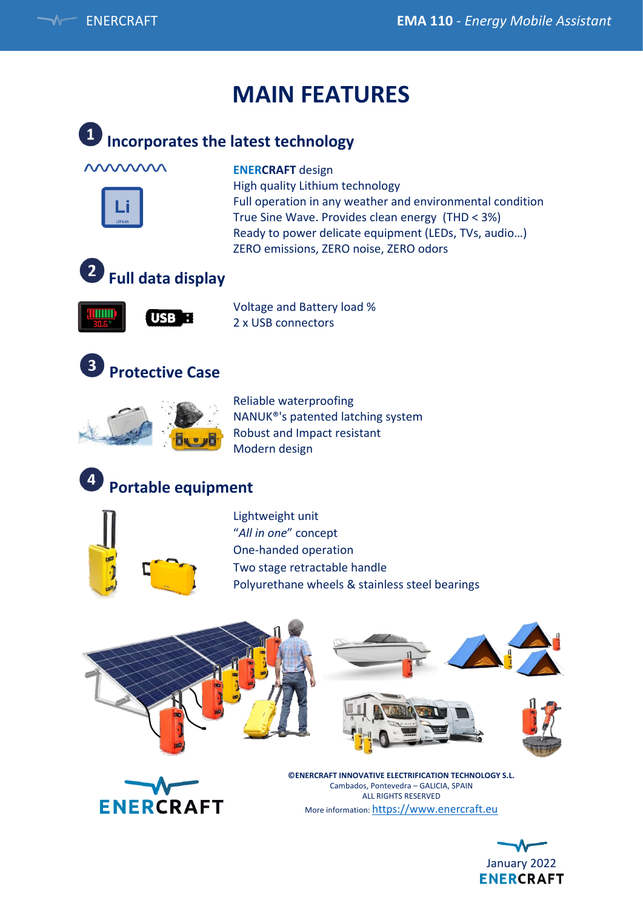# MAIN FEATURES

## 1 Incorporates the latest technology

**ENERCRAFT** design
High quality Lithium technology
Full operation in any weather and environmental condition
True Sine Wave. Provides clean energy (THD < 3%)
Ready to power delicate equipment (LEDs, TVs, audio…)
ZERO emissions, ZERO noise, ZERO odors

## 2 Full data display

Voltage and Battery load %
2 x USB connectors

## 3 Protective Case

Reliable waterproofing
NANUK®'s patented latching system
Robust and Impact resistant
Modern design

## 4 Portable equipment

Lightweight unit
"*All in one*" concept
One-handed operation
Two stage retractable handle
Polyurethane wheels & stainless steel bearings

**©ENERCRAFT INNOVATIVE ELECTRIFICATION TECHNOLOGY S.L.**
Cambados, Pontevedra – GALICIA, SPAIN
ALL RIGHTS RESERVED
More information: https://www.enercraft.eu

January 2022
ENERCRAFT